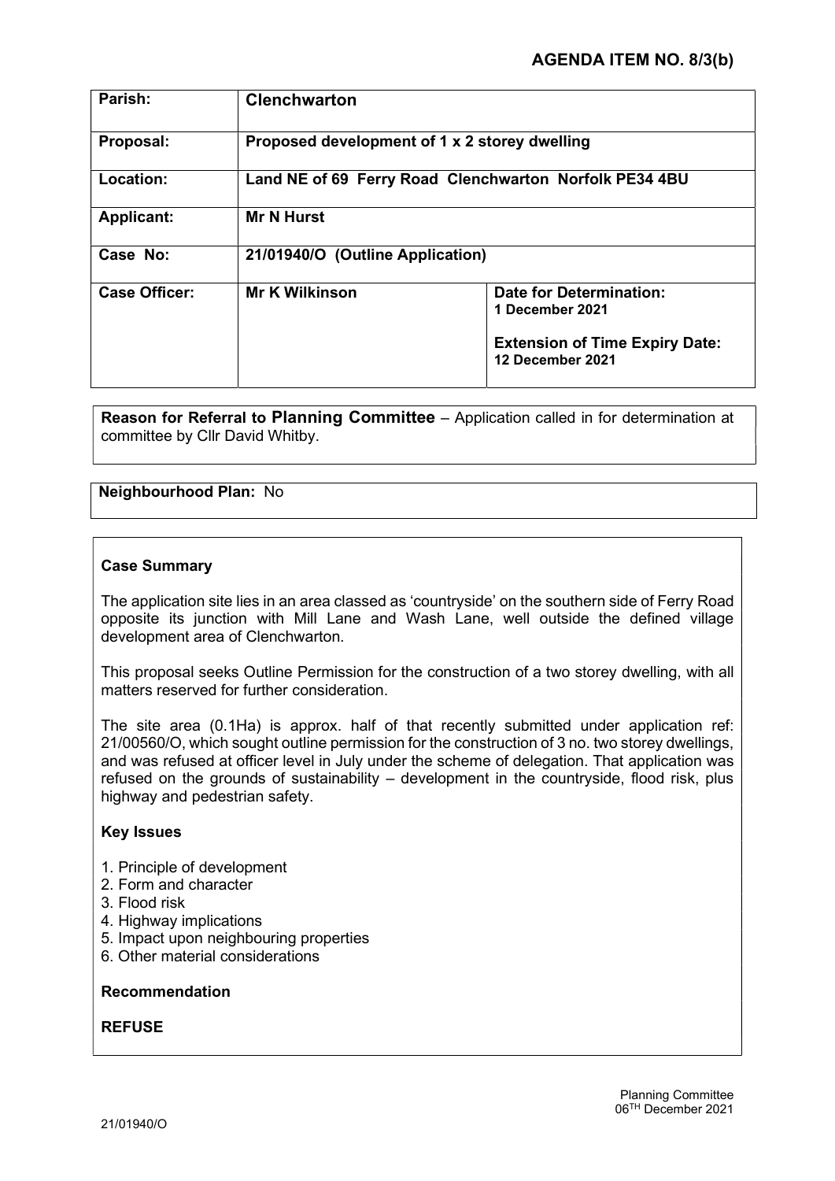**AGENDA ITEM NO. 8/3(b)**

| Parish: | Clenchwarton | |
|---|---|---|
| Proposal: | Proposed development of 1 x 2 storey dwelling | |
| Location: | Land NE of 69 Ferry Road Clenchwarton Norfolk PE34 4BU | |
| Applicant: | Mr N Hurst | |
| Case No: | 21/01940/O (Outline Application) | |
| Case Officer: | Mr K Wilkinson | **Date for Determination:** 1 December 2021<br><br>**Extension of Time Expiry Date:** 12 December 2021 |

**Reason for Referral to Planning Committee** – Application called in for determination at committee by Cllr David Whitby.

**Neighbourhood Plan:** No

**Case Summary**

The application site lies in an area classed as 'countryside' on the southern side of Ferry Road opposite its junction with Mill Lane and Wash Lane, well outside the defined village development area of Clenchwarton.

This proposal seeks Outline Permission for the construction of a two storey dwelling, with all matters reserved for further consideration.

The site area (0.1Ha) is approx. half of that recently submitted under application ref: 21/00560/O, which sought outline permission for the construction of 3 no. two storey dwellings, and was refused at officer level in July under the scheme of delegation. That application was refused on the grounds of sustainability – development in the countryside, flood risk, plus highway and pedestrian safety.

**Key Issues**

1. Principle of development
2. Form and character
3. Flood risk
4. Highway implications
5. Impact upon neighbouring properties
6. Other material considerations

**Recommendation**

**REFUSE**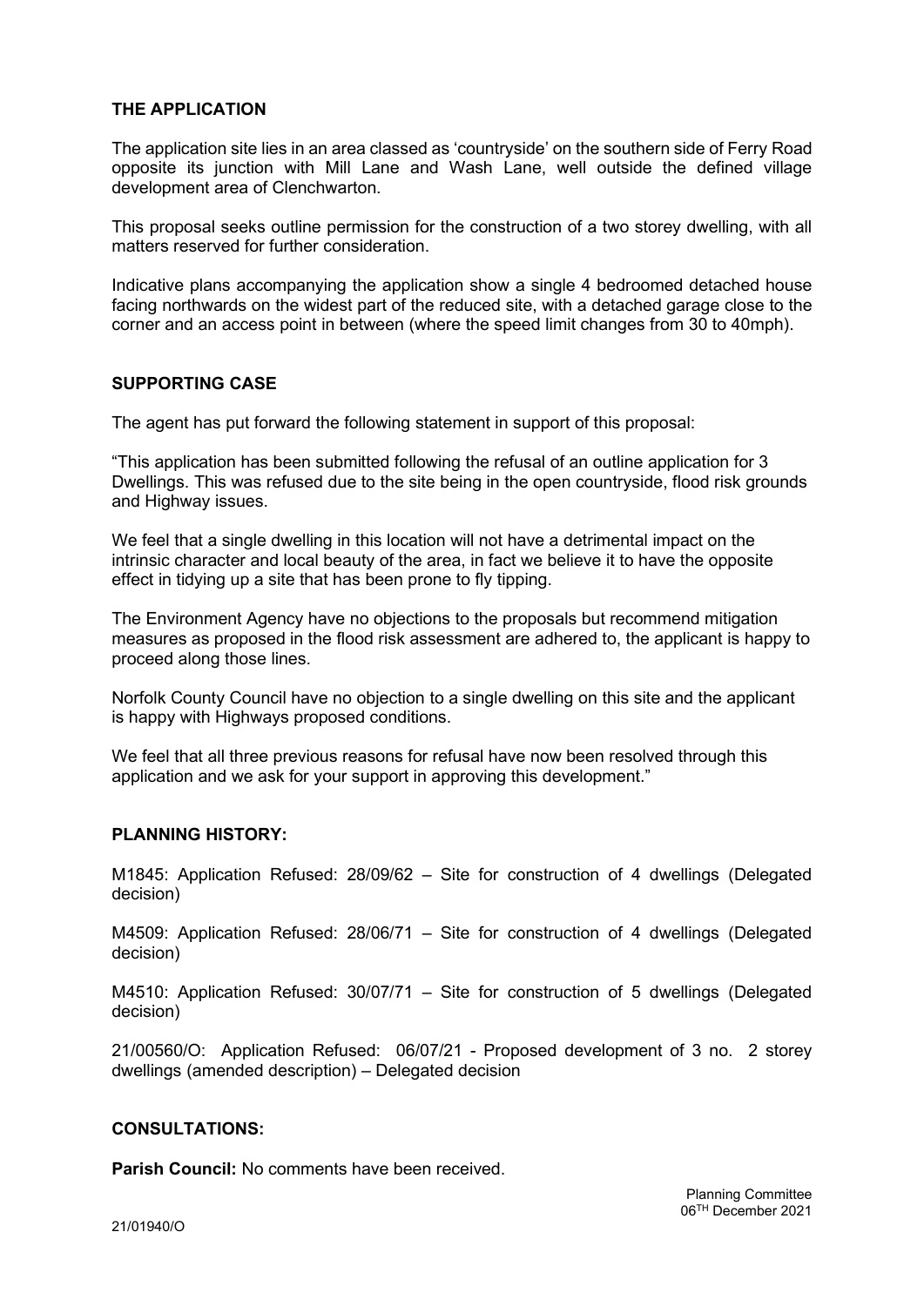## THE APPLICATION

The application site lies in an area classed as 'countryside' on the southern side of Ferry Road opposite its junction with Mill Lane and Wash Lane, well outside the defined village development area of Clenchwarton.

This proposal seeks outline permission for the construction of a two storey dwelling, with all matters reserved for further consideration.

Indicative plans accompanying the application show a single 4 bedroomed detached house facing northwards on the widest part of the reduced site, with a detached garage close to the corner and an access point in between (where the speed limit changes from 30 to 40mph).

## SUPPORTING CASE

The agent has put forward the following statement in support of this proposal:

"This application has been submitted following the refusal of an outline application for 3 Dwellings. This was refused due to the site being in the open countryside, flood risk grounds and Highway issues.

We feel that a single dwelling in this location will not have a detrimental impact on the intrinsic character and local beauty of the area, in fact we believe it to have the opposite effect in tidying up a site that has been prone to fly tipping.

The Environment Agency have no objections to the proposals but recommend mitigation measures as proposed in the flood risk assessment are adhered to, the applicant is happy to proceed along those lines.

Norfolk County Council have no objection to a single dwelling on this site and the applicant is happy with Highways proposed conditions.

We feel that all three previous reasons for refusal have now been resolved through this application and we ask for your support in approving this development."

## PLANNING HISTORY:

M1845: Application Refused: 28/09/62 – Site for construction of 4 dwellings (Delegated decision)

M4509: Application Refused: 28/06/71 – Site for construction of 4 dwellings (Delegated decision)

M4510: Application Refused: 30/07/71 – Site for construction of 5 dwellings (Delegated decision)

21/00560/O: Application Refused: 06/07/21 - Proposed development of 3 no. 2 storey dwellings (amended description) – Delegated decision

## CONSULTATIONS:

**Parish Council:** No comments have been received.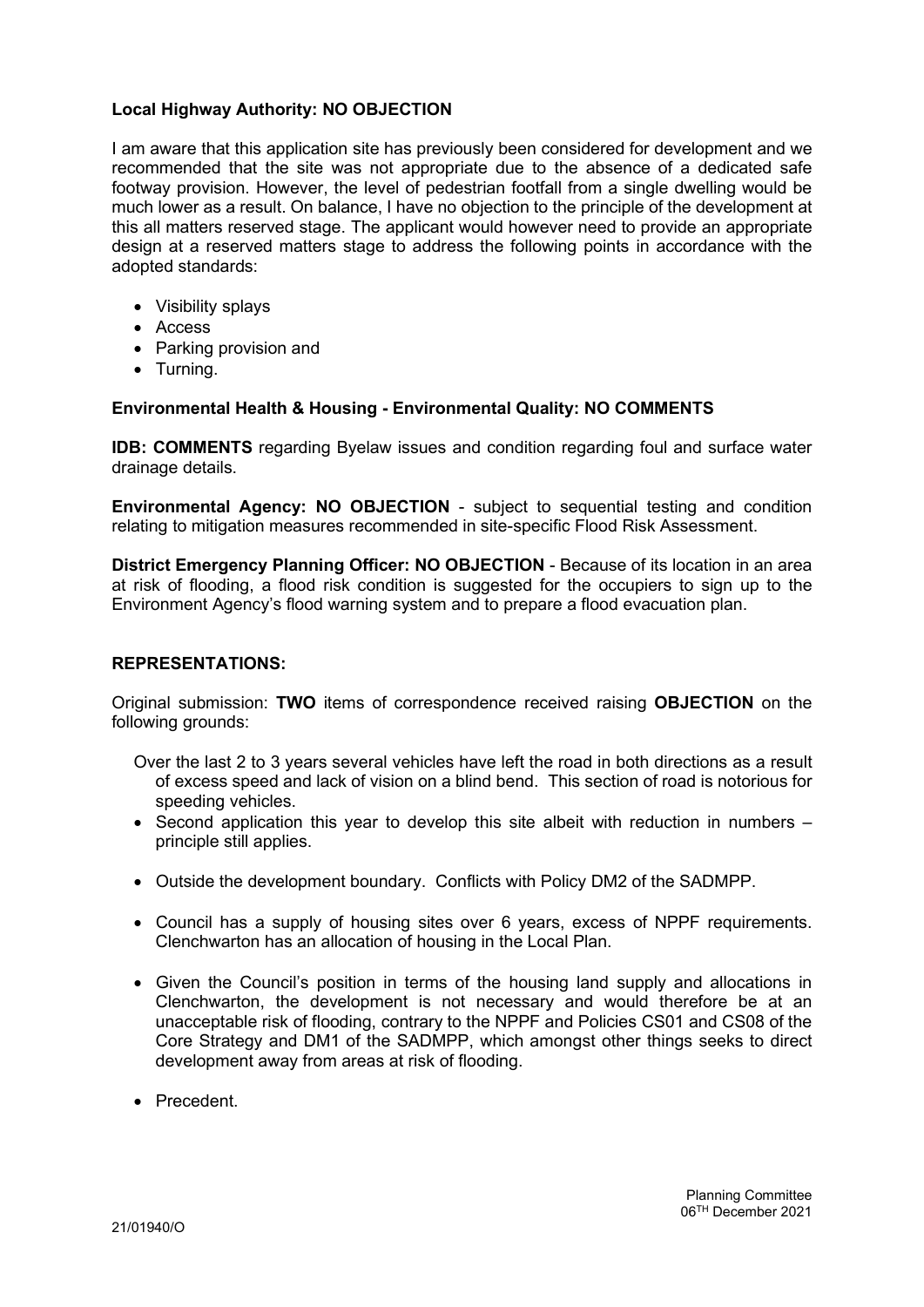**Local Highway Authority: NO OBJECTION**

I am aware that this application site has previously been considered for development and we recommended that the site was not appropriate due to the absence of a dedicated safe footway provision. However, the level of pedestrian footfall from a single dwelling would be much lower as a result. On balance, I have no objection to the principle of the development at this all matters reserved stage. The applicant would however need to provide an appropriate design at a reserved matters stage to address the following points in accordance with the adopted standards:

- Visibility splays
- Access
- Parking provision and
- Turning.

**Environmental Health & Housing - Environmental Quality: NO COMMENTS**

**IDB: COMMENTS** regarding Byelaw issues and condition regarding foul and surface water drainage details.

**Environmental Agency: NO OBJECTION** - subject to sequential testing and condition relating to mitigation measures recommended in site-specific Flood Risk Assessment.

**District Emergency Planning Officer: NO OBJECTION** - Because of its location in an area at risk of flooding, a flood risk condition is suggested for the occupiers to sign up to the Environment Agency's flood warning system and to prepare a flood evacuation plan.

**REPRESENTATIONS:**

Original submission: **TWO** items of correspondence received raising **OBJECTION** on the following grounds:

- Over the last 2 to 3 years several vehicles have left the road in both directions as a result of excess speed and lack of vision on a blind bend. This section of road is notorious for speeding vehicles.
- Second application this year to develop this site albeit with reduction in numbers – principle still applies.
- Outside the development boundary. Conflicts with Policy DM2 of the SADMPP.
- Council has a supply of housing sites over 6 years, excess of NPPF requirements. Clenchwarton has an allocation of housing in the Local Plan.
- Given the Council's position in terms of the housing land supply and allocations in Clenchwarton, the development is not necessary and would therefore be at an unacceptable risk of flooding, contrary to the NPPF and Policies CS01 and CS08 of the Core Strategy and DM1 of the SADMPP, which amongst other things seeks to direct development away from areas at risk of flooding.
- Precedent.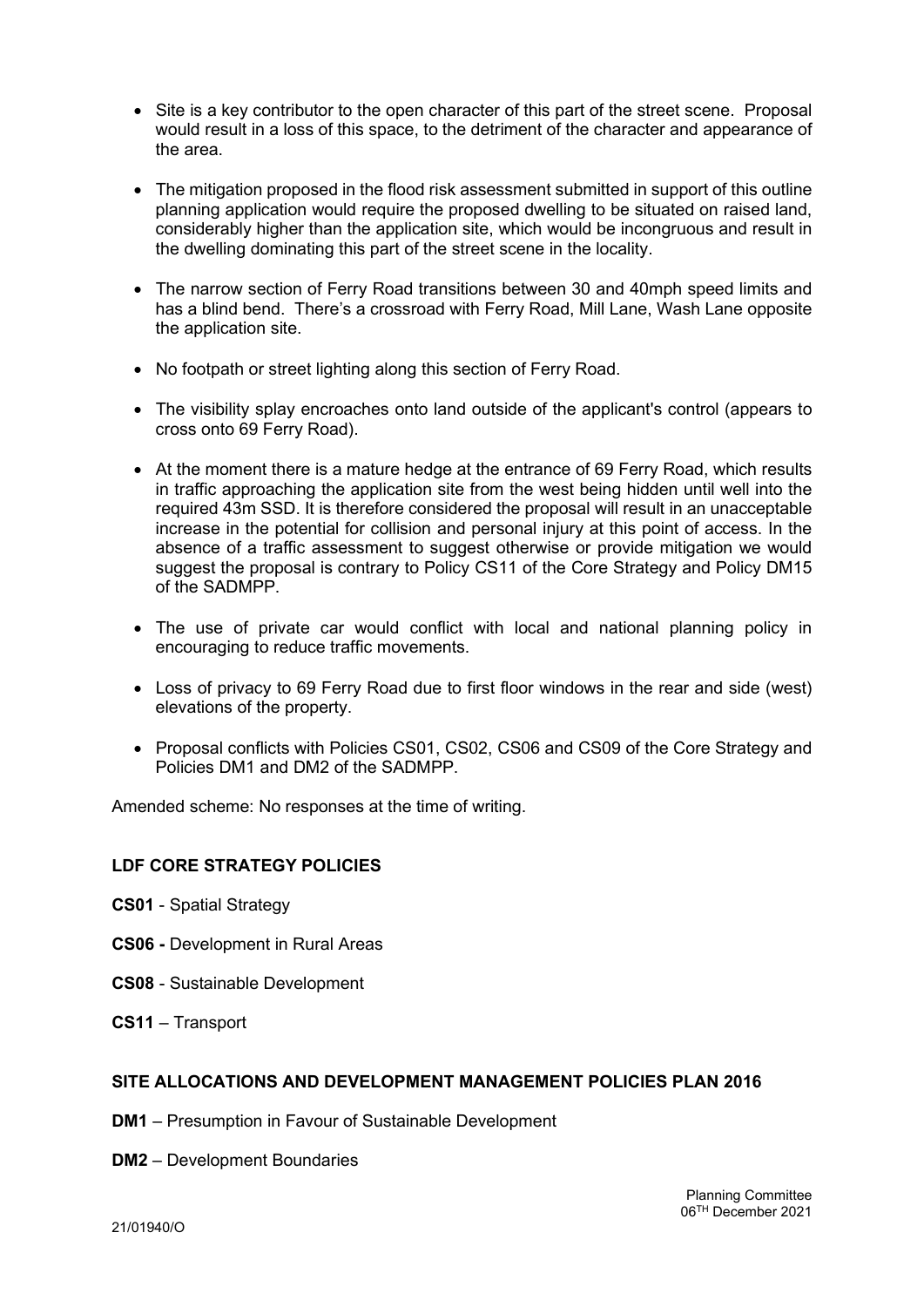- Site is a key contributor to the open character of this part of the street scene. Proposal would result in a loss of this space, to the detriment of the character and appearance of the area.

- The mitigation proposed in the flood risk assessment submitted in support of this outline planning application would require the proposed dwelling to be situated on raised land, considerably higher than the application site, which would be incongruous and result in the dwelling dominating this part of the street scene in the locality.

- The narrow section of Ferry Road transitions between 30 and 40mph speed limits and has a blind bend. There's a crossroad with Ferry Road, Mill Lane, Wash Lane opposite the application site.

- No footpath or street lighting along this section of Ferry Road.

- The visibility splay encroaches onto land outside of the applicant's control (appears to cross onto 69 Ferry Road).

- At the moment there is a mature hedge at the entrance of 69 Ferry Road, which results in traffic approaching the application site from the west being hidden until well into the required 43m SSD. It is therefore considered the proposal will result in an unacceptable increase in the potential for collision and personal injury at this point of access. In the absence of a traffic assessment to suggest otherwise or provide mitigation we would suggest the proposal is contrary to Policy CS11 of the Core Strategy and Policy DM15 of the SADMPP.

- The use of private car would conflict with local and national planning policy in encouraging to reduce traffic movements.

- Loss of privacy to 69 Ferry Road due to first floor windows in the rear and side (west) elevations of the property.

- Proposal conflicts with Policies CS01, CS02, CS06 and CS09 of the Core Strategy and Policies DM1 and DM2 of the SADMPP.

Amended scheme: No responses at the time of writing.

## LDF CORE STRATEGY POLICIES

**CS01** - Spatial Strategy

**CS06 -** Development in Rural Areas

**CS08** - Sustainable Development

**CS11** – Transport

## SITE ALLOCATIONS AND DEVELOPMENT MANAGEMENT POLICIES PLAN 2016

**DM1** – Presumption in Favour of Sustainable Development

**DM2** – Development Boundaries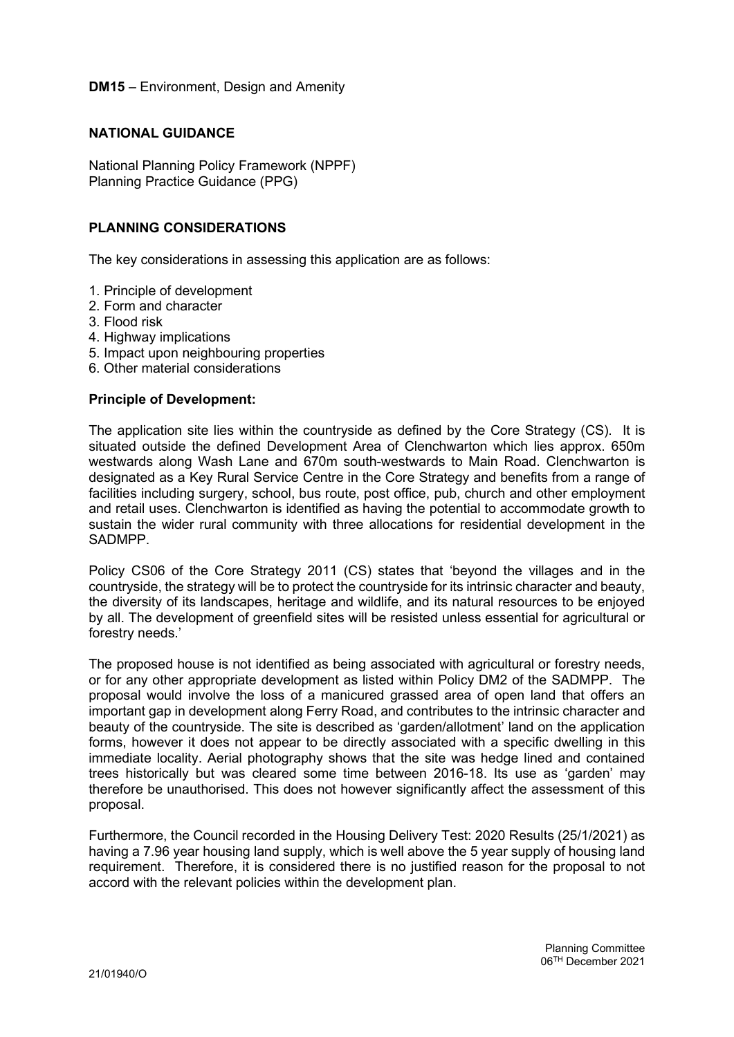**DM15** – Environment, Design and Amenity

## NATIONAL GUIDANCE

National Planning Policy Framework (NPPF)
Planning Practice Guidance (PPG)

## PLANNING CONSIDERATIONS

The key considerations in assessing this application are as follows:

1. Principle of development
2. Form and character
3. Flood risk
4. Highway implications
5. Impact upon neighbouring properties
6. Other material considerations

### Principle of Development:

The application site lies within the countryside as defined by the Core Strategy (CS). It is situated outside the defined Development Area of Clenchwarton which lies approx. 650m westwards along Wash Lane and 670m south-westwards to Main Road. Clenchwarton is designated as a Key Rural Service Centre in the Core Strategy and benefits from a range of facilities including surgery, school, bus route, post office, pub, church and other employment and retail uses. Clenchwarton is identified as having the potential to accommodate growth to sustain the wider rural community with three allocations for residential development in the SADMPP.

Policy CS06 of the Core Strategy 2011 (CS) states that 'beyond the villages and in the countryside, the strategy will be to protect the countryside for its intrinsic character and beauty, the diversity of its landscapes, heritage and wildlife, and its natural resources to be enjoyed by all. The development of greenfield sites will be resisted unless essential for agricultural or forestry needs.'

The proposed house is not identified as being associated with agricultural or forestry needs, or for any other appropriate development as listed within Policy DM2 of the SADMPP. The proposal would involve the loss of a manicured grassed area of open land that offers an important gap in development along Ferry Road, and contributes to the intrinsic character and beauty of the countryside. The site is described as 'garden/allotment' land on the application forms, however it does not appear to be directly associated with a specific dwelling in this immediate locality. Aerial photography shows that the site was hedge lined and contained trees historically but was cleared some time between 2016-18. Its use as 'garden' may therefore be unauthorised. This does not however significantly affect the assessment of this proposal.

Furthermore, the Council recorded in the Housing Delivery Test: 2020 Results (25/1/2021) as having a 7.96 year housing land supply, which is well above the 5 year supply of housing land requirement. Therefore, it is considered there is no justified reason for the proposal to not accord with the relevant policies within the development plan.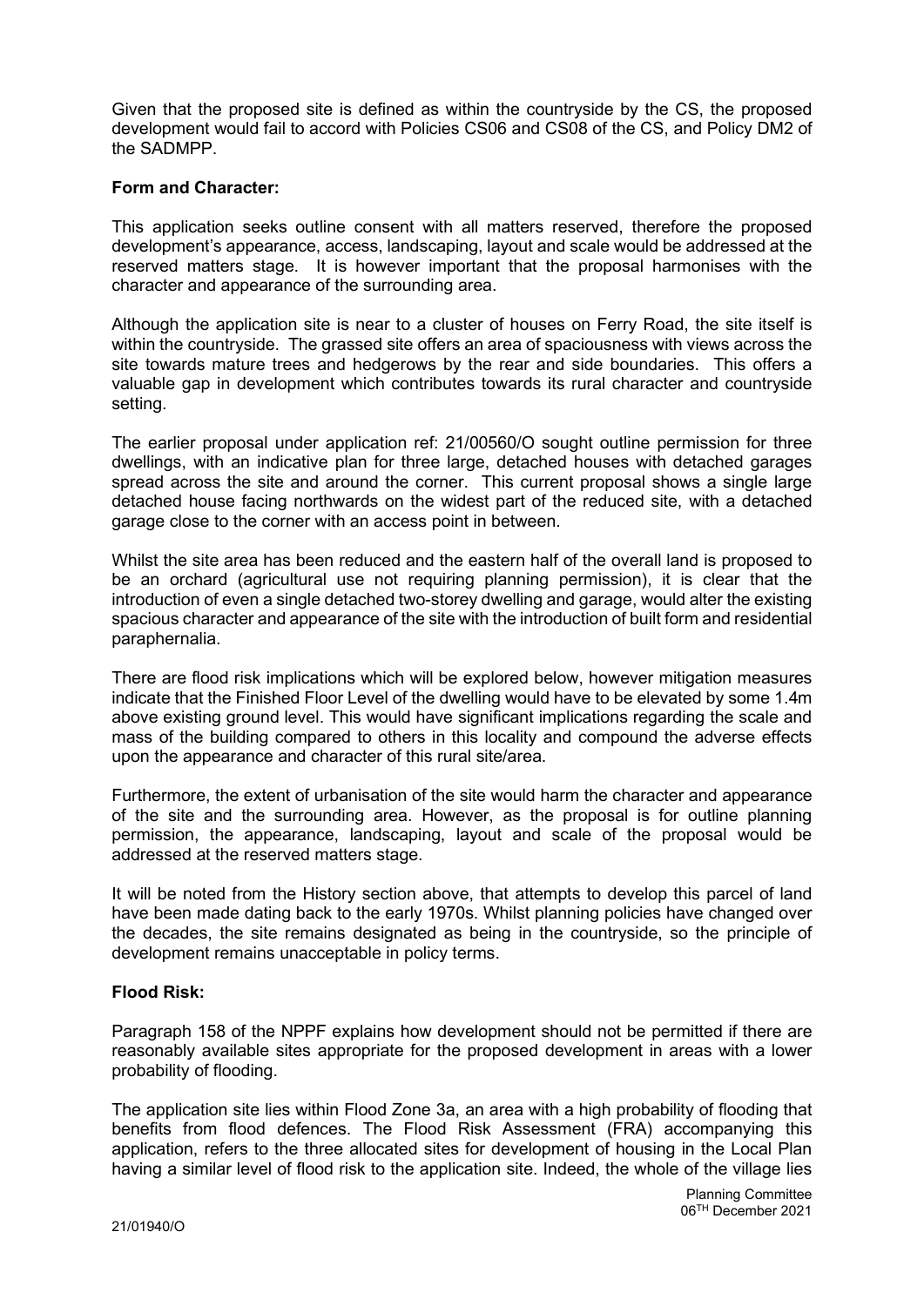Given that the proposed site is defined as within the countryside by the CS, the proposed development would fail to accord with Policies CS06 and CS08 of the CS, and Policy DM2 of the SADMPP.

**Form and Character:**

This application seeks outline consent with all matters reserved, therefore the proposed development's appearance, access, landscaping, layout and scale would be addressed at the reserved matters stage. It is however important that the proposal harmonises with the character and appearance of the surrounding area.

Although the application site is near to a cluster of houses on Ferry Road, the site itself is within the countryside. The grassed site offers an area of spaciousness with views across the site towards mature trees and hedgerows by the rear and side boundaries. This offers a valuable gap in development which contributes towards its rural character and countryside setting.

The earlier proposal under application ref: 21/00560/O sought outline permission for three dwellings, with an indicative plan for three large, detached houses with detached garages spread across the site and around the corner. This current proposal shows a single large detached house facing northwards on the widest part of the reduced site, with a detached garage close to the corner with an access point in between.

Whilst the site area has been reduced and the eastern half of the overall land is proposed to be an orchard (agricultural use not requiring planning permission), it is clear that the introduction of even a single detached two-storey dwelling and garage, would alter the existing spacious character and appearance of the site with the introduction of built form and residential paraphernalia.

There are flood risk implications which will be explored below, however mitigation measures indicate that the Finished Floor Level of the dwelling would have to be elevated by some 1.4m above existing ground level. This would have significant implications regarding the scale and mass of the building compared to others in this locality and compound the adverse effects upon the appearance and character of this rural site/area.

Furthermore, the extent of urbanisation of the site would harm the character and appearance of the site and the surrounding area. However, as the proposal is for outline planning permission, the appearance, landscaping, layout and scale of the proposal would be addressed at the reserved matters stage.

It will be noted from the History section above, that attempts to develop this parcel of land have been made dating back to the early 1970s. Whilst planning policies have changed over the decades, the site remains designated as being in the countryside, so the principle of development remains unacceptable in policy terms.

**Flood Risk:**

Paragraph 158 of the NPPF explains how development should not be permitted if there are reasonably available sites appropriate for the proposed development in areas with a lower probability of flooding.

The application site lies within Flood Zone 3a, an area with a high probability of flooding that benefits from flood defences. The Flood Risk Assessment (FRA) accompanying this application, refers to the three allocated sites for development of housing in the Local Plan having a similar level of flood risk to the application site. Indeed, the whole of the village lies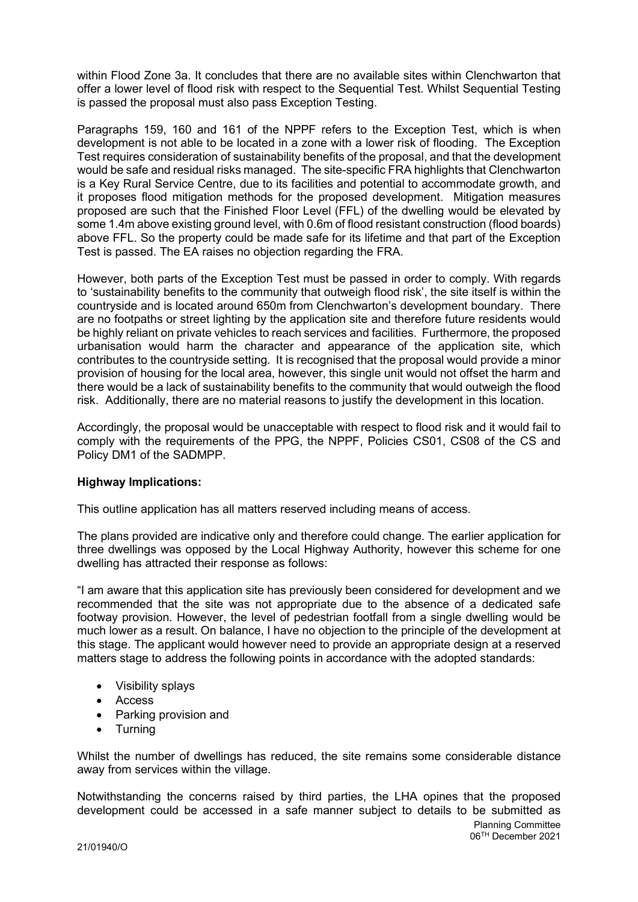within Flood Zone 3a. It concludes that there are no available sites within Clenchwarton that offer a lower level of flood risk with respect to the Sequential Test. Whilst Sequential Testing is passed the proposal must also pass Exception Testing.

Paragraphs 159, 160 and 161 of the NPPF refers to the Exception Test, which is when development is not able to be located in a zone with a lower risk of flooding. The Exception Test requires consideration of sustainability benefits of the proposal, and that the development would be safe and residual risks managed. The site-specific FRA highlights that Clenchwarton is a Key Rural Service Centre, due to its facilities and potential to accommodate growth, and it proposes flood mitigation methods for the proposed development. Mitigation measures proposed are such that the Finished Floor Level (FFL) of the dwelling would be elevated by some 1.4m above existing ground level, with 0.6m of flood resistant construction (flood boards) above FFL. So the property could be made safe for its lifetime and that part of the Exception Test is passed. The EA raises no objection regarding the FRA.

However, both parts of the Exception Test must be passed in order to comply. With regards to 'sustainability benefits to the community that outweigh flood risk', the site itself is within the countryside and is located around 650m from Clenchwarton's development boundary. There are no footpaths or street lighting by the application site and therefore future residents would be highly reliant on private vehicles to reach services and facilities. Furthermore, the proposed urbanisation would harm the character and appearance of the application site, which contributes to the countryside setting. It is recognised that the proposal would provide a minor provision of housing for the local area, however, this single unit would not offset the harm and there would be a lack of sustainability benefits to the community that would outweigh the flood risk. Additionally, there are no material reasons to justify the development in this location.

Accordingly, the proposal would be unacceptable with respect to flood risk and it would fail to comply with the requirements of the PPG, the NPPF, Policies CS01, CS08 of the CS and Policy DM1 of the SADMPP.

**Highway Implications:**

This outline application has all matters reserved including means of access.

The plans provided are indicative only and therefore could change. The earlier application for three dwellings was opposed by the Local Highway Authority, however this scheme for one dwelling has attracted their response as follows:

"I am aware that this application site has previously been considered for development and we recommended that the site was not appropriate due to the absence of a dedicated safe footway provision. However, the level of pedestrian footfall from a single dwelling would be much lower as a result. On balance, I have no objection to the principle of the development at this stage. The applicant would however need to provide an appropriate design at a reserved matters stage to address the following points in accordance with the adopted standards:

- Visibility splays
- Access
- Parking provision and
- Turning

Whilst the number of dwellings has reduced, the site remains some considerable distance away from services within the village.

Notwithstanding the concerns raised by third parties, the LHA opines that the proposed development could be accessed in a safe manner subject to details to be submitted as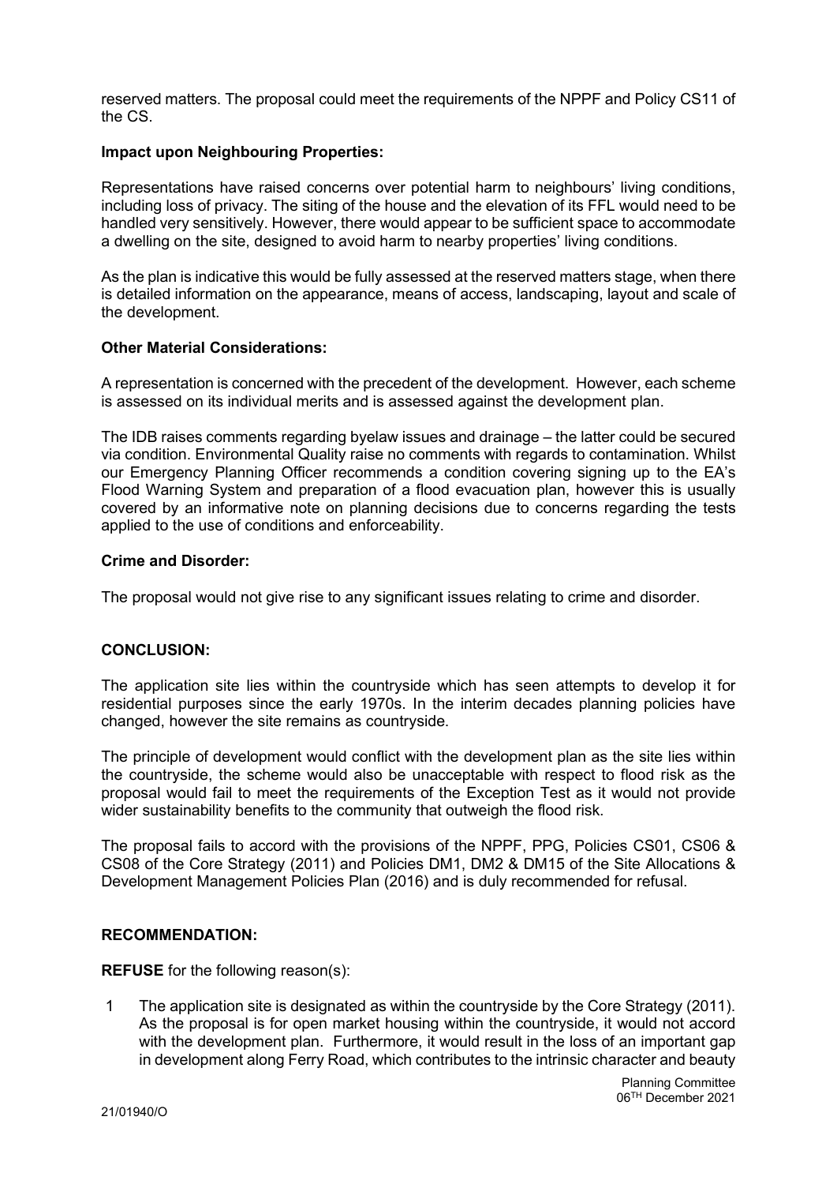reserved matters. The proposal could meet the requirements of the NPPF and Policy CS11 of the CS.

**Impact upon Neighbouring Properties:**

Representations have raised concerns over potential harm to neighbours' living conditions, including loss of privacy. The siting of the house and the elevation of its FFL would need to be handled very sensitively. However, there would appear to be sufficient space to accommodate a dwelling on the site, designed to avoid harm to nearby properties' living conditions.

As the plan is indicative this would be fully assessed at the reserved matters stage, when there is detailed information on the appearance, means of access, landscaping, layout and scale of the development.

**Other Material Considerations:**

A representation is concerned with the precedent of the development. However, each scheme is assessed on its individual merits and is assessed against the development plan.

The IDB raises comments regarding byelaw issues and drainage – the latter could be secured via condition. Environmental Quality raise no comments with regards to contamination. Whilst our Emergency Planning Officer recommends a condition covering signing up to the EA's Flood Warning System and preparation of a flood evacuation plan, however this is usually covered by an informative note on planning decisions due to concerns regarding the tests applied to the use of conditions and enforceability.

**Crime and Disorder:**

The proposal would not give rise to any significant issues relating to crime and disorder.

**CONCLUSION:**

The application site lies within the countryside which has seen attempts to develop it for residential purposes since the early 1970s. In the interim decades planning policies have changed, however the site remains as countryside.

The principle of development would conflict with the development plan as the site lies within the countryside, the scheme would also be unacceptable with respect to flood risk as the proposal would fail to meet the requirements of the Exception Test as it would not provide wider sustainability benefits to the community that outweigh the flood risk.

The proposal fails to accord with the provisions of the NPPF, PPG, Policies CS01, CS06 & CS08 of the Core Strategy (2011) and Policies DM1, DM2 & DM15 of the Site Allocations & Development Management Policies Plan (2016) and is duly recommended for refusal.

**RECOMMENDATION:**

**REFUSE** for the following reason(s):

1 The application site is designated as within the countryside by the Core Strategy (2011). As the proposal is for open market housing within the countryside, it would not accord with the development plan. Furthermore, it would result in the loss of an important gap in development along Ferry Road, which contributes to the intrinsic character and beauty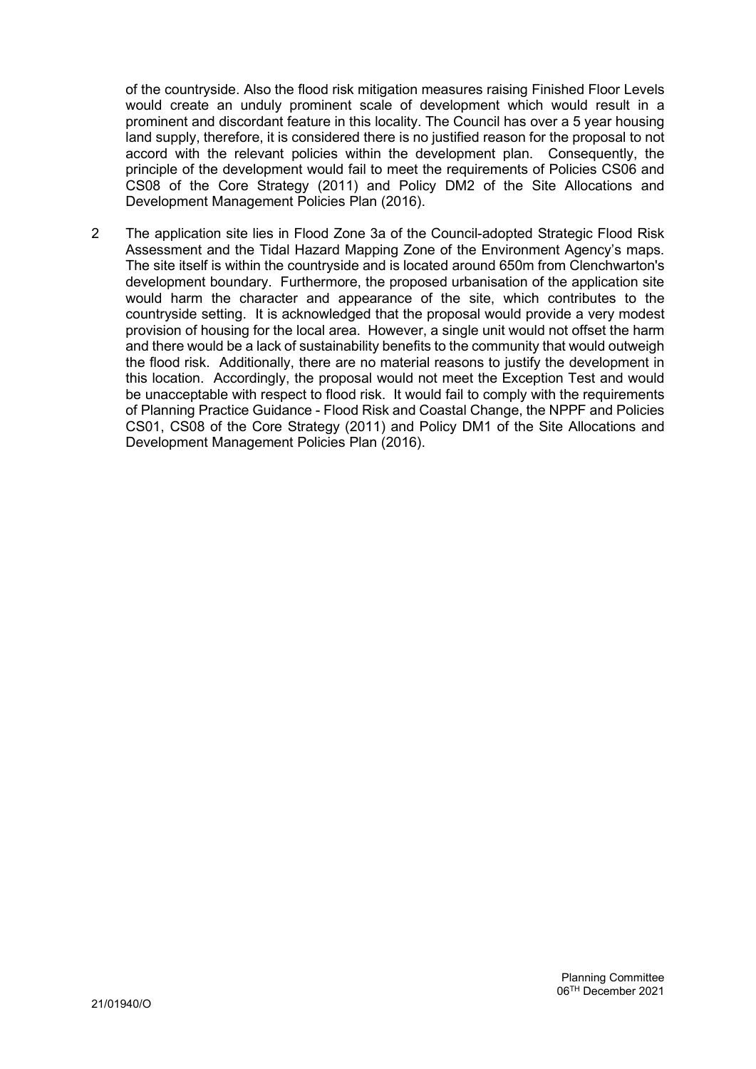of the countryside. Also the flood risk mitigation measures raising Finished Floor Levels would create an unduly prominent scale of development which would result in a prominent and discordant feature in this locality. The Council has over a 5 year housing land supply, therefore, it is considered there is no justified reason for the proposal to not accord with the relevant policies within the development plan. Consequently, the principle of the development would fail to meet the requirements of Policies CS06 and CS08 of the Core Strategy (2011) and Policy DM2 of the Site Allocations and Development Management Policies Plan (2016).

2 The application site lies in Flood Zone 3a of the Council-adopted Strategic Flood Risk Assessment and the Tidal Hazard Mapping Zone of the Environment Agency's maps. The site itself is within the countryside and is located around 650m from Clenchwarton's development boundary. Furthermore, the proposed urbanisation of the application site would harm the character and appearance of the site, which contributes to the countryside setting. It is acknowledged that the proposal would provide a very modest provision of housing for the local area. However, a single unit would not offset the harm and there would be a lack of sustainability benefits to the community that would outweigh the flood risk. Additionally, there are no material reasons to justify the development in this location. Accordingly, the proposal would not meet the Exception Test and would be unacceptable with respect to flood risk. It would fail to comply with the requirements of Planning Practice Guidance - Flood Risk and Coastal Change, the NPPF and Policies CS01, CS08 of the Core Strategy (2011) and Policy DM1 of the Site Allocations and Development Management Policies Plan (2016).